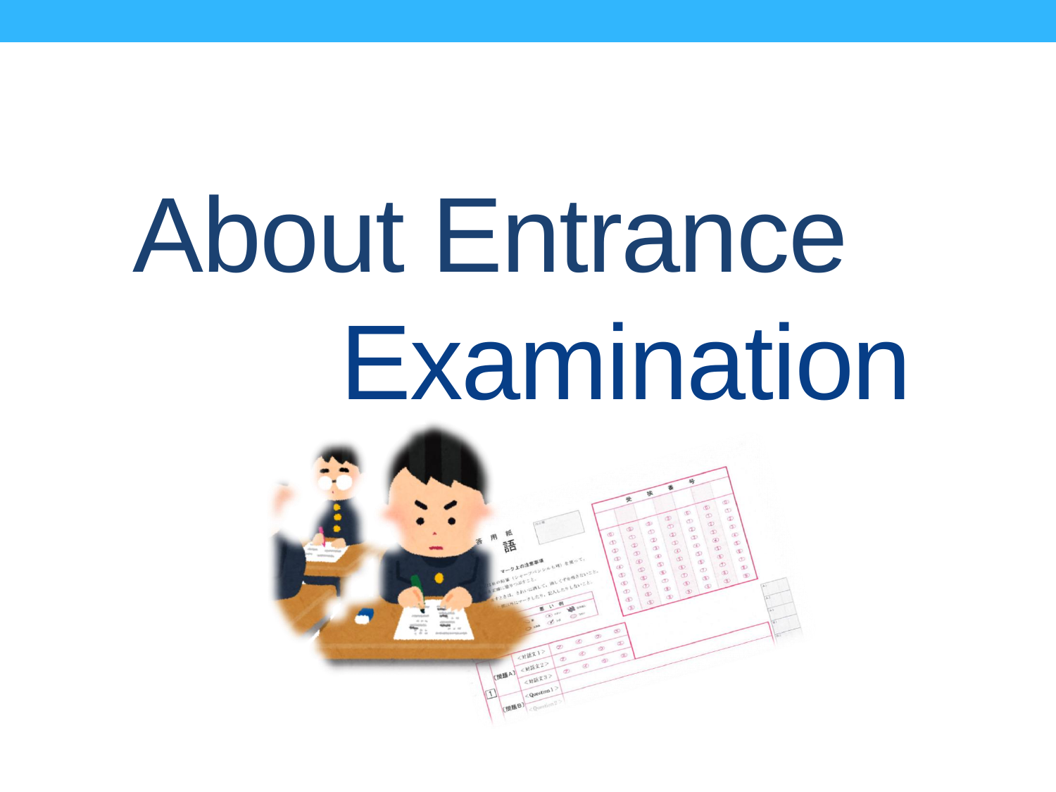# About Entrance Examination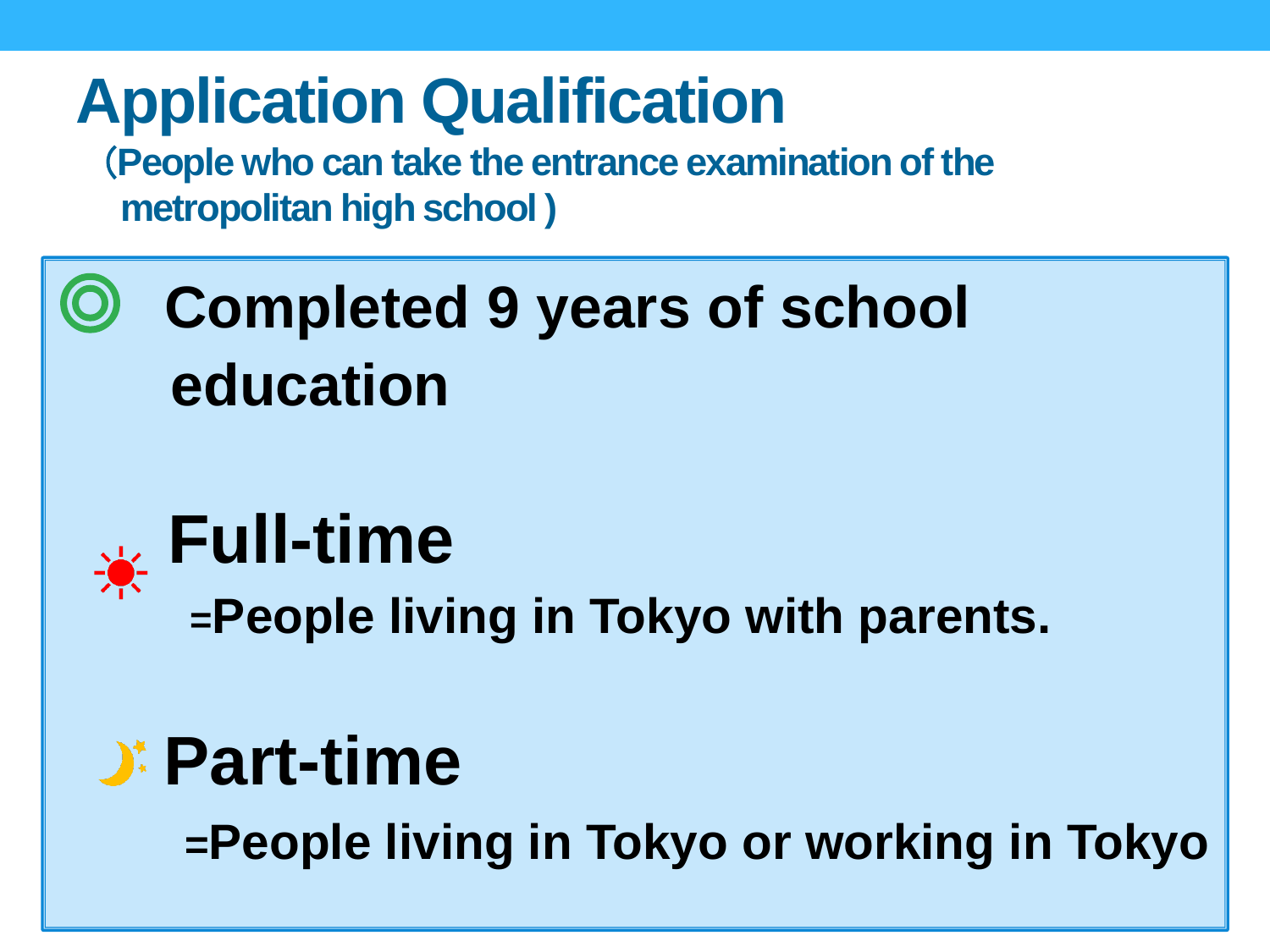# Application Qualification

（People who can take the entrance examination of the metropolitan high school )

◎ **Completed 9 years of school education**

☀ **Full-time**

**=People living in Tokyo with parents.**

🌙 **Part-time**

**=People living in Tokyo or working in Tokyo**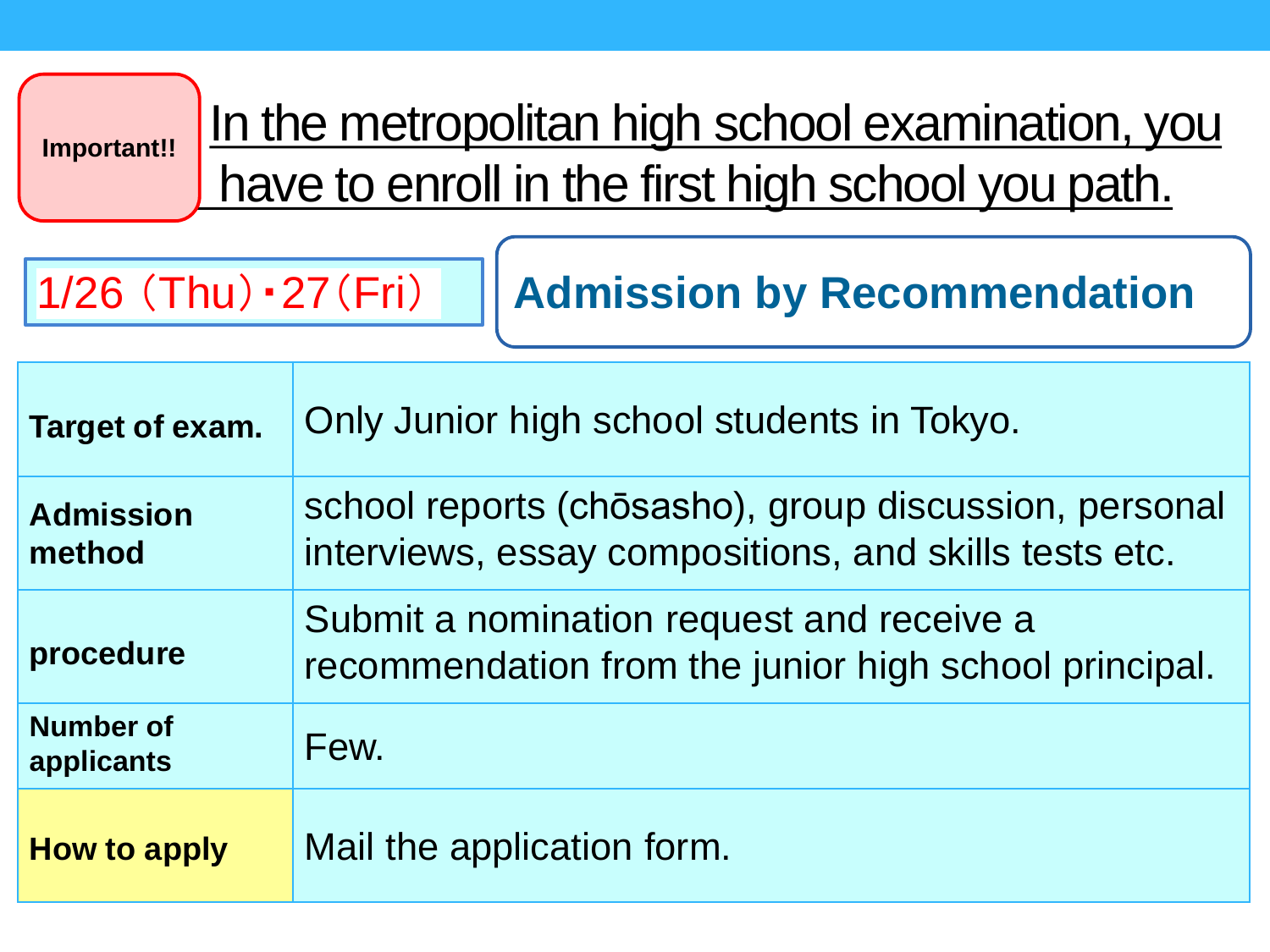**Important!!** In the metropolitan high school examination, you have to enroll in the first high school you path.

1/26（Thu）･27（Fri）

## Admission by Recommendation

| | |
|---|---|
| **Target of exam.** | Only Junior high school students in Tokyo. |
| **Admission method** | school reports (chōsasho), group discussion, personal interviews, essay compositions, and skills tests etc. |
| **procedure** | Submit a nomination request and receive a recommendation from the junior high school principal. |
| **Number of applicants** | Few. |
| **How to apply** | Mail the application form. |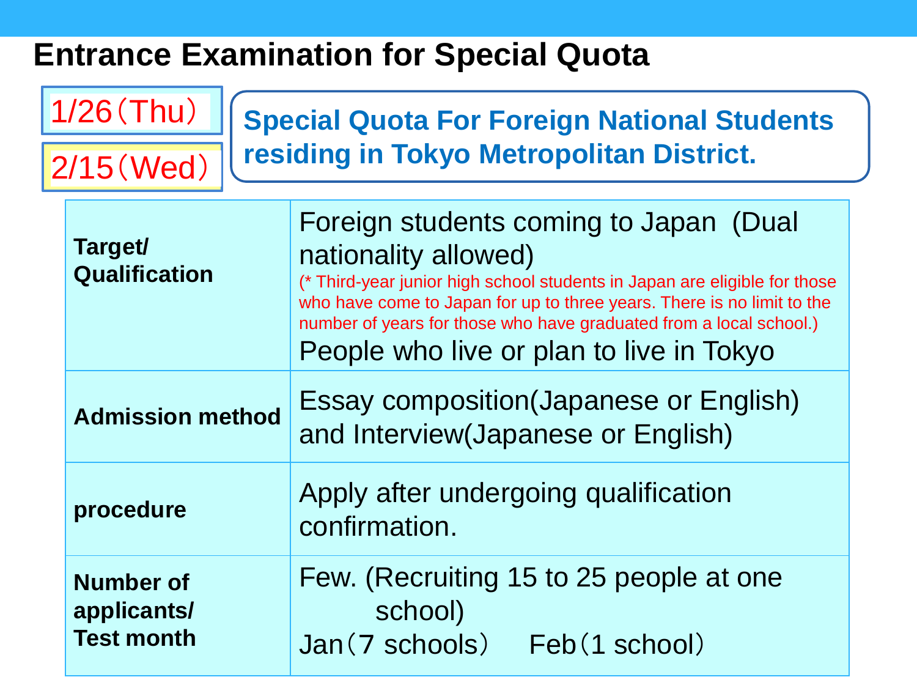# Entrance Examination for Special Quota

1/26（Thu）

2/15（Wed）

**Special Quota For Foreign National Students residing in Tokyo Metropolitan District.**

| | |
|---|---|
| **Target/ Qualification** | Foreign students coming to Japan (Dual nationality allowed) (* Third-year junior high school students in Japan are eligible for those who have come to Japan for up to three years. There is no limit to the number of years for those who have graduated from a local school.) People who live or plan to live in Tokyo |
| **Admission method** | Essay composition(Japanese or English) and Interview(Japanese or English) |
| **procedure** | Apply after undergoing qualification confirmation. |
| **Number of applicants/ Test month** | Few. (Recruiting 15 to 25 people at one school) Jan（7 schools） Feb（1 school） |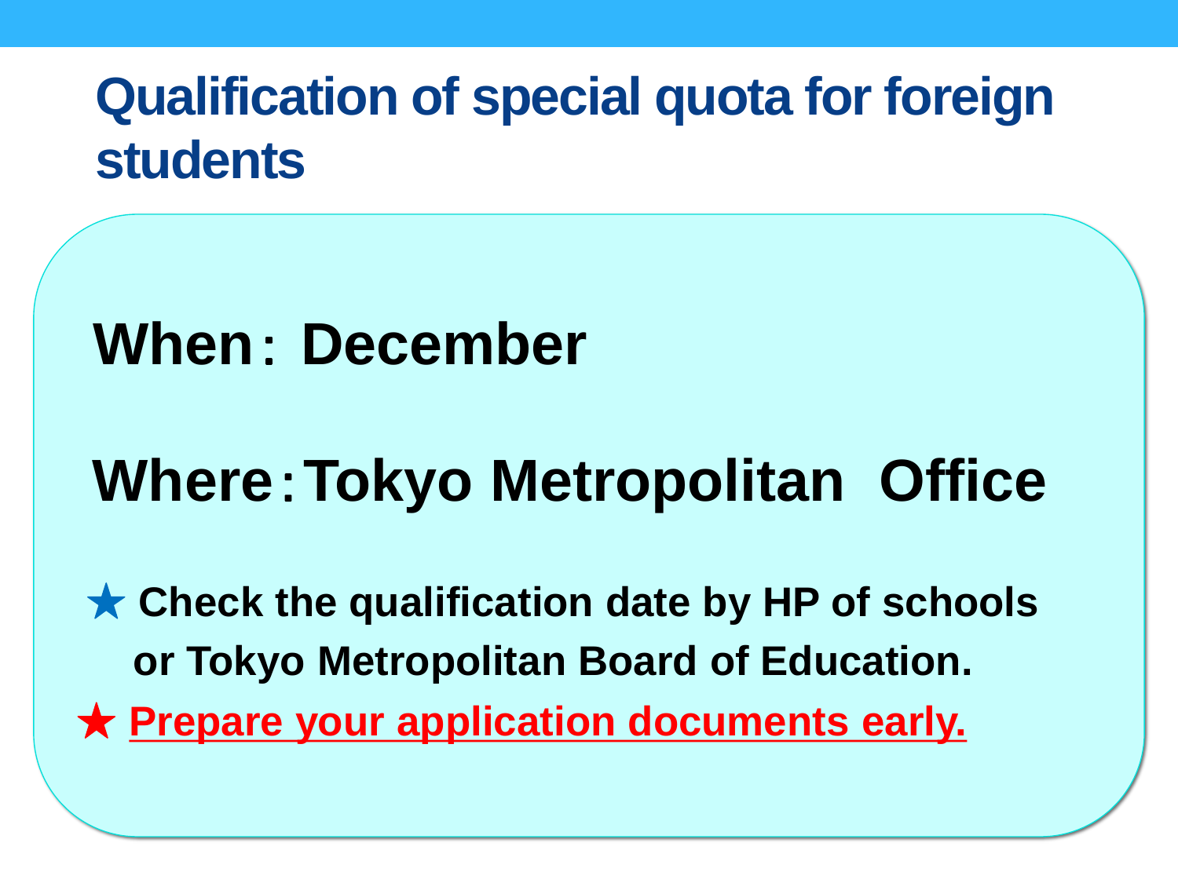# Qualification of special quota for foreign students

**When： December**

**Where：Tokyo Metropolitan Office**

★ **Check the qualification date by HP of schools or Tokyo Metropolitan Board of Education.**

★ **Prepare your application documents early.**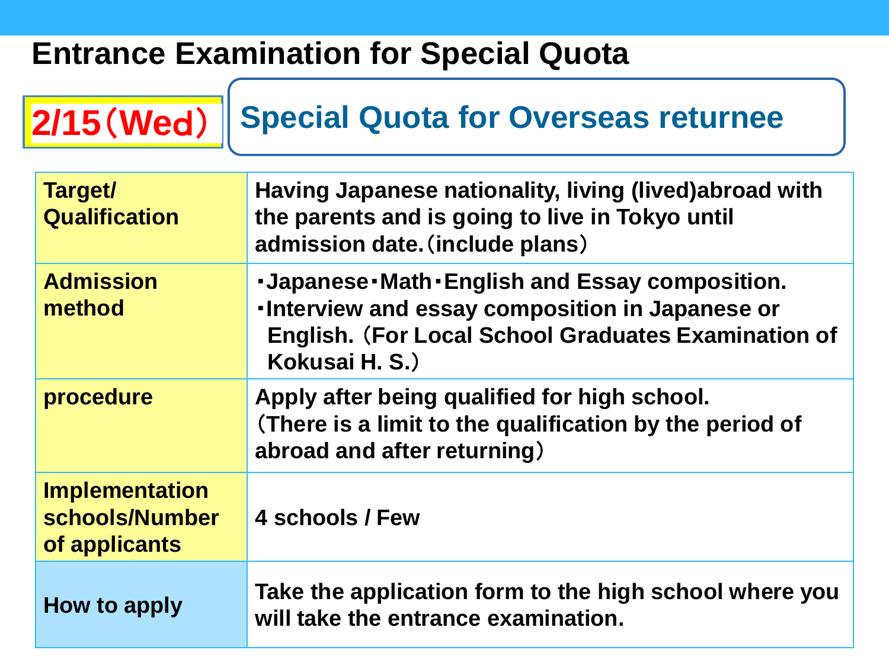# Entrance Examination for Special Quota

**2/15（Wed）**

## Special Quota for Overseas returnee

| Target/ Qualification | Having Japanese nationality, living (lived)abroad with the parents and is going to live in Tokyo until admission date.（include plans） |
|---|---|
| Admission method | ・Japanese・Math・English and Essay composition.<br>・Interview and essay composition in Japanese or English.（For Local School Graduates Examination of Kokusai H. S.） |
| procedure | Apply after being qualified for high school.<br>（There is a limit to the qualification by the period of abroad and after returning） |
| Implementation schools/Number of applicants | 4 schools / Few |
| How to apply | Take the application form to the high school where you will take the entrance examination. |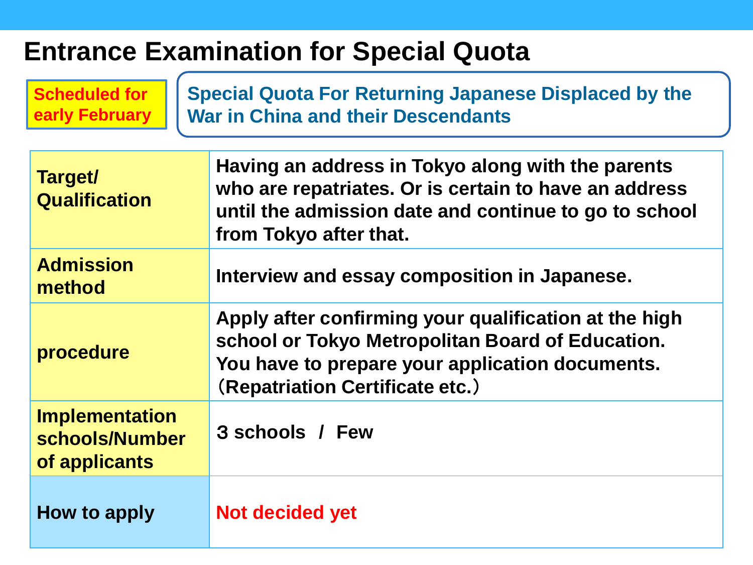# Entrance Examination for Special Quota

**Scheduled for early February**

**Special Quota For Returning Japanese Displaced by the War in China and their Descendants**

| | |
|---|---|
| **Target/ Qualification** | **Having an address in Tokyo along with the parents who are repatriates. Or is certain to have an address until the admission date and continue to go to school from Tokyo after that.** |
| **Admission method** | **Interview and essay composition in Japanese.** |
| **procedure** | **Apply after confirming your qualification at the high school or Tokyo Metropolitan Board of Education. You have to prepare your application documents.（Repatriation Certificate etc.）** |
| **Implementation schools/Number of applicants** | **３ schools / Few** |
| **How to apply** | **Not decided yet** |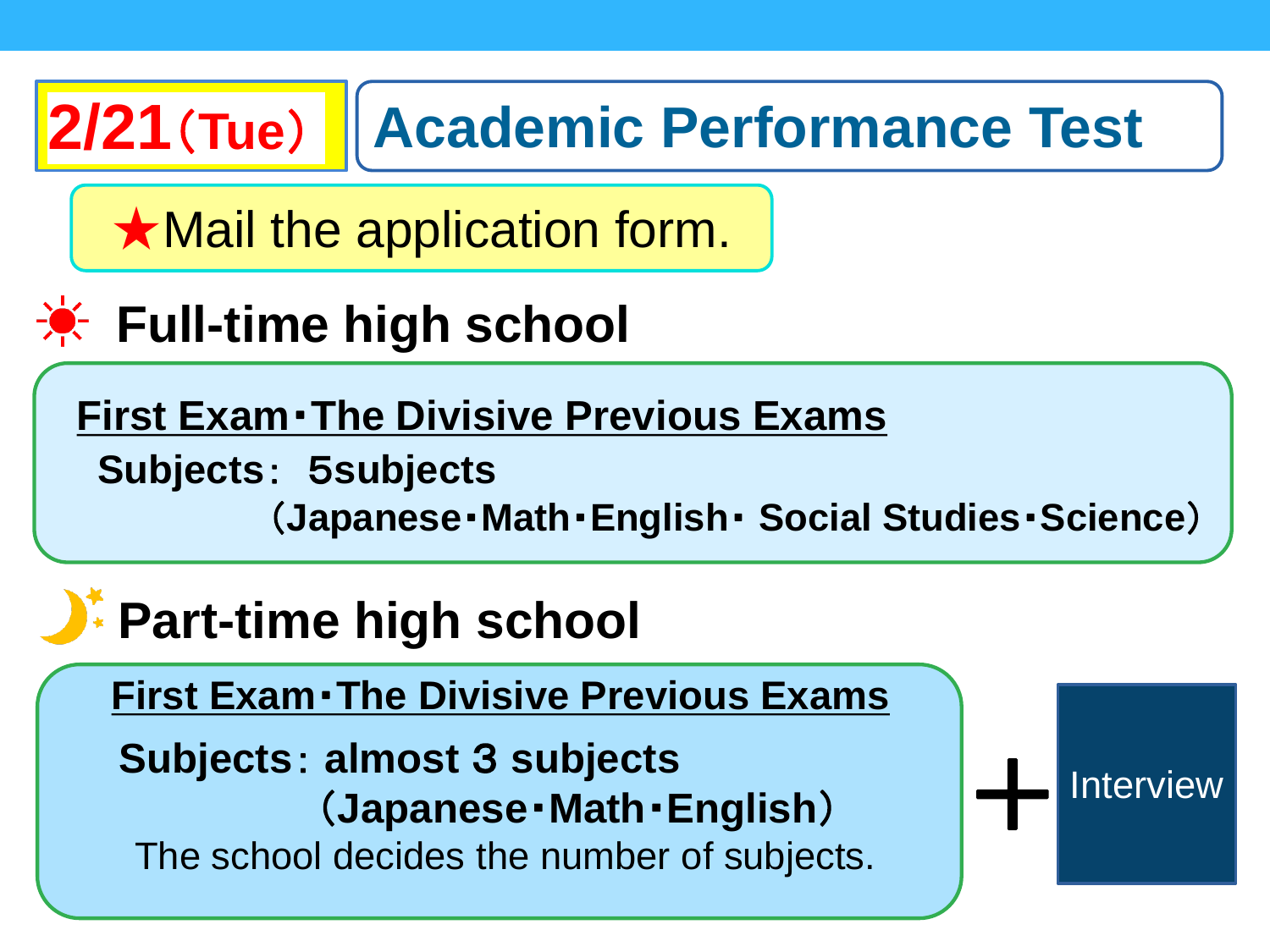# 2/21（Tue） Academic Performance Test

★Mail the application form.

## ☀ Full-time high school

**First Exam･The Divisive Previous Exams**

**Subjects： 5subjects**

**（Japanese･Math･English･ Social Studies･Science）**

## 🌙 Part-time high school

**First Exam･The Divisive Previous Exams**

**Subjects：almost 3 subjects**

**（Japanese･Math･English）**

The school decides the number of subjects.

＋ Interview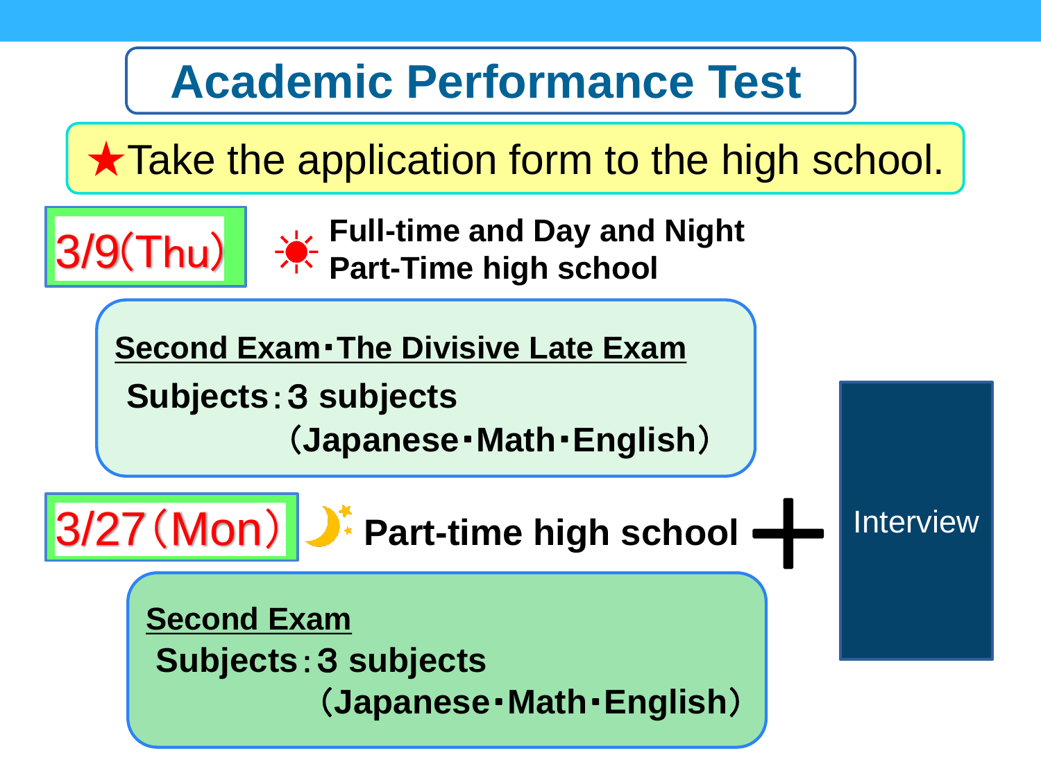# Academic Performance Test

★Take the application form to the high school.

**3/9(Thu)** ☀ **Full-time and Day and Night Part-Time high school**

**Second Exam･The Divisive Late Exam**

**Subjects：3 subjects**
**（Japanese･Math･English）**

**3/27（Mon）** 🌙 **Part-time high school** ＋ Interview

**Second Exam**

**Subjects：3 subjects**
**（Japanese･Math･English）**